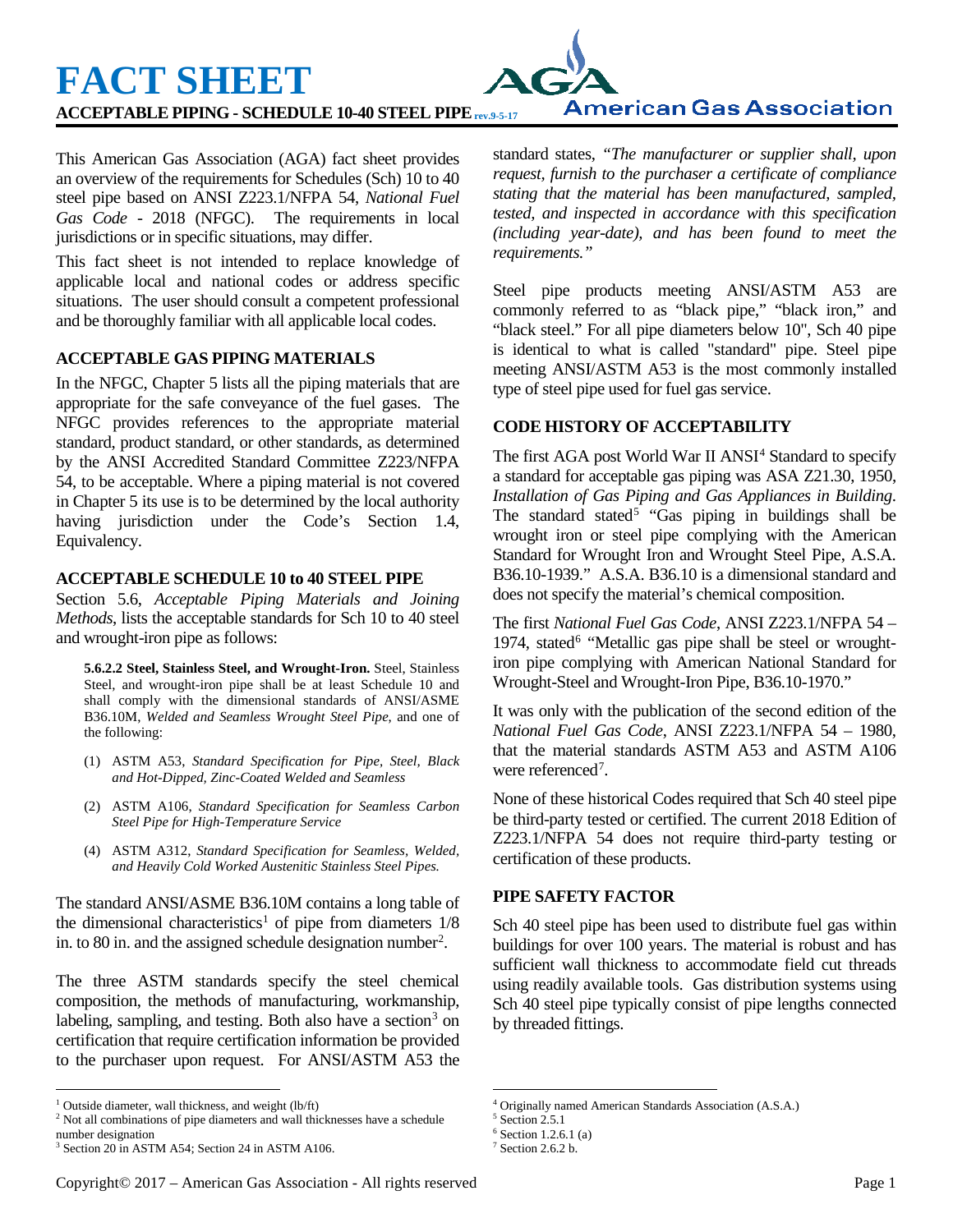# FACT SHEET

**ACCEPTABLE PIPING - SCHEDULE 10-40 STEEL PIPE** rev.9-5-17

American Gas Association

This American Gas Association (AGA) fact sheet provides an overview of the requirements for Schedules (Sch) 10 to 40 steel pipe based on ANSI Z223.1/NFPA 54, *National Fuel Gas Code* - 2018 (NFGC). The requirements in local jurisdictions or in specific situations, may differ.

This fact sheet is not intended to replace knowledge of applicable local and national codes or address specific situations. The user should consult a competent professional and be thoroughly familiar with all applicable local codes.

## ACCEPTABLE GAS PIPING MATERIALS

In the NFGC, Chapter 5 lists all the piping materials that are appropriate for the safe conveyance of the fuel gases. The NFGC provides references to the appropriate material standard, product standard, or other standards, as determined by the ANSI Accredited Standard Committee Z223/NFPA 54, to be acceptable. Where a piping material is not covered in Chapter 5 its use is to be determined by the local authority having jurisdiction under the Code's Section 1.4, Equivalency.

## ACCEPTABLE SCHEDULE 10 to 40 STEEL PIPE

Section 5.6, *Acceptable Piping Materials and Joining Methods*, lists the acceptable standards for Sch 10 to 40 steel and wrought-iron pipe as follows:

> **5.6.2.2 Steel, Stainless Steel, and Wrought-Iron.** Steel, Stainless Steel, and wrought-iron pipe shall be at least Schedule 10 and shall comply with the dimensional standards of ANSI/ASME B36.10M, *Welded and Seamless Wrought Steel Pipe*, and one of the following:
>
> (1) ASTM A53, *Standard Specification for Pipe, Steel, Black and Hot-Dipped, Zinc-Coated Welded and Seamless*
>
> (2) ASTM A106, *Standard Specification for Seamless Carbon Steel Pipe for High-Temperature Service*
>
> (4) ASTM A312, *Standard Specification for Seamless, Welded, and Heavily Cold Worked Austenitic Stainless Steel Pipes.*

The standard ANSI/ASME B36.10M contains a long table of the dimensional characteristics[1] of pipe from diameters 1/8 in. to 80 in. and the assigned schedule designation number[2].

The three ASTM standards specify the steel chemical composition, the methods of manufacturing, workmanship, labeling, sampling, and testing. Both also have a section[3] on certification that require certification information be provided to the purchaser upon request. For ANSI/ASTM A53 the standard states, *"The manufacturer or supplier shall, upon request, furnish to the purchaser a certificate of compliance stating that the material has been manufactured, sampled, tested, and inspected in accordance with this specification (including year-date), and has been found to meet the requirements."*

Steel pipe products meeting ANSI/ASTM A53 are commonly referred to as "black pipe," "black iron," and "black steel." For all pipe diameters below 10", Sch 40 pipe is identical to what is called "standard" pipe. Steel pipe meeting ANSI/ASTM A53 is the most commonly installed type of steel pipe used for fuel gas service.

## CODE HISTORY OF ACCEPTABILITY

The first AGA post World War II ANSI[4] Standard to specify a standard for acceptable gas piping was ASA Z21.30, 1950, *Installation of Gas Piping and Gas Appliances in Building*. The standard stated[5] "Gas piping in buildings shall be wrought iron or steel pipe complying with the American Standard for Wrought Iron and Wrought Steel Pipe, A.S.A. B36.10-1939." A.S.A. B36.10 is a dimensional standard and does not specify the material's chemical composition.

The first *National Fuel Gas Code*, ANSI Z223.1/NFPA 54 – 1974, stated[6] "Metallic gas pipe shall be steel or wrought-iron pipe complying with American National Standard for Wrought-Steel and Wrought-Iron Pipe, B36.10-1970."

It was only with the publication of the second edition of the *National Fuel Gas Code*, ANSI Z223.1/NFPA 54 – 1980, that the material standards ASTM A53 and ASTM A106 were referenced[7].

None of these historical Codes required that Sch 40 steel pipe be third-party tested or certified. The current 2018 Edition of Z223.1/NFPA 54 does not require third-party testing or certification of these products.

## PIPE SAFETY FACTOR

Sch 40 steel pipe has been used to distribute fuel gas within buildings for over 100 years. The material is robust and has sufficient wall thickness to accommodate field cut threads using readily available tools. Gas distribution systems using Sch 40 steel pipe typically consist of pipe lengths connected by threaded fittings.

---

[1] Outside diameter, wall thickness, and weight (lb/ft)

[2] Not all combinations of pipe diameters and wall thicknesses have a schedule number designation

[3] Section 20 in ASTM A54; Section 24 in ASTM A106.

[4] Originally named American Standards Association (A.S.A.)

[5] Section 2.5.1

[6] Section 1.2.6.1 (a)

[7] Section 2.6.2 b.

Copyright© 2017 – American Gas Association - All rights reserved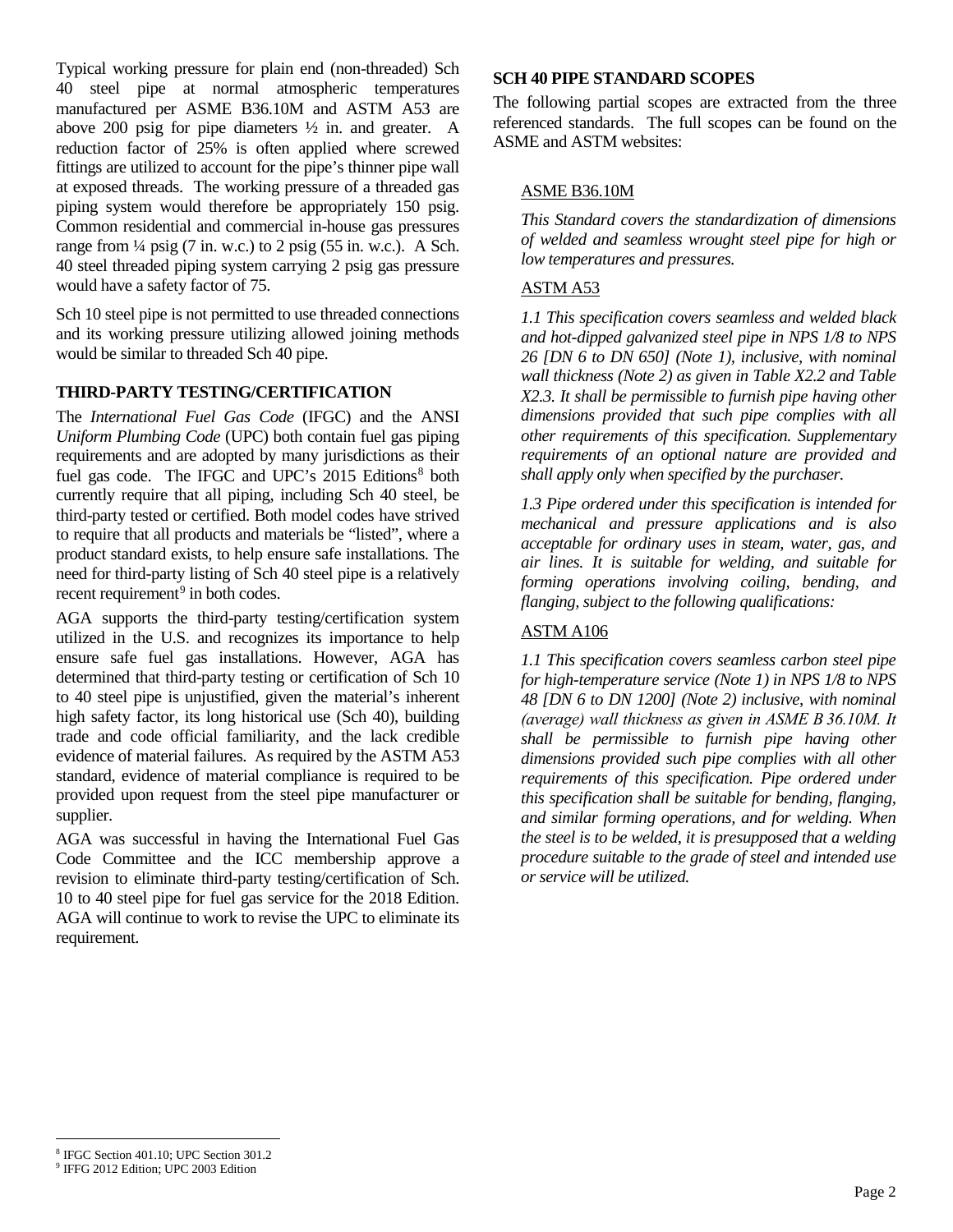Typical working pressure for plain end (non-threaded) Sch 40 steel pipe at normal atmospheric temperatures manufactured per ASME B36.10M and ASTM A53 are above 200 psig for pipe diameters ½ in. and greater. A reduction factor of 25% is often applied where screwed fittings are utilized to account for the pipe's thinner pipe wall at exposed threads. The working pressure of a threaded gas piping system would therefore be appropriately 150 psig. Common residential and commercial in-house gas pressures range from ¼ psig (7 in. w.c.) to 2 psig (55 in. w.c.). A Sch. 40 steel threaded piping system carrying 2 psig gas pressure would have a safety factor of 75.

Sch 10 steel pipe is not permitted to use threaded connections and its working pressure utilizing allowed joining methods would be similar to threaded Sch 40 pipe.

## THIRD-PARTY TESTING/CERTIFICATION

The *International Fuel Gas Code* (IFGC) and the ANSI *Uniform Plumbing Code* (UPC) both contain fuel gas piping requirements and are adopted by many jurisdictions as their fuel gas code. The IFGC and UPC's 2015 Editions[8] both currently require that all piping, including Sch 40 steel, be third-party tested or certified. Both model codes have strived to require that all products and materials be "listed", where a product standard exists, to help ensure safe installations. The need for third-party listing of Sch 40 steel pipe is a relatively recent requirement[9] in both codes.

AGA supports the third-party testing/certification system utilized in the U.S. and recognizes its importance to help ensure safe fuel gas installations. However, AGA has determined that third-party testing or certification of Sch 10 to 40 steel pipe is unjustified, given the material's inherent high safety factor, its long historical use (Sch 40), building trade and code official familiarity, and the lack credible evidence of material failures. As required by the ASTM A53 standard, evidence of material compliance is required to be provided upon request from the steel pipe manufacturer or supplier.

AGA was successful in having the International Fuel Gas Code Committee and the ICC membership approve a revision to eliminate third-party testing/certification of Sch. 10 to 40 steel pipe for fuel gas service for the 2018 Edition. AGA will continue to work to revise the UPC to eliminate its requirement.

## SCH 40 PIPE STANDARD SCOPES

The following partial scopes are extracted from the three referenced standards. The full scopes can be found on the ASME and ASTM websites:

ASME B36.10M

*This Standard covers the standardization of dimensions of welded and seamless wrought steel pipe for high or low temperatures and pressures.*

ASTM A53

*1.1 This specification covers seamless and welded black and hot-dipped galvanized steel pipe in NPS 1/8 to NPS 26 [DN 6 to DN 650] (Note 1), inclusive, with nominal wall thickness (Note 2) as given in Table X2.2 and Table X2.3. It shall be permissible to furnish pipe having other dimensions provided that such pipe complies with all other requirements of this specification. Supplementary requirements of an optional nature are provided and shall apply only when specified by the purchaser.*

*1.3 Pipe ordered under this specification is intended for mechanical and pressure applications and is also acceptable for ordinary uses in steam, water, gas, and air lines. It is suitable for welding, and suitable for forming operations involving coiling, bending, and flanging, subject to the following qualifications:*

ASTM A106

*1.1 This specification covers seamless carbon steel pipe for high-temperature service (Note 1) in NPS 1/8 to NPS 48 [DN 6 to DN 1200] (Note 2) inclusive, with nominal (average) wall thickness as given in ASME B 36.10M. It shall be permissible to furnish pipe having other dimensions provided such pipe complies with all other requirements of this specification. Pipe ordered under this specification shall be suitable for bending, flanging, and similar forming operations, and for welding. When the steel is to be welded, it is presupposed that a welding procedure suitable to the grade of steel and intended use or service will be utilized.*

[8] IFGC Section 401.10; UPC Section 301.2

[9] IFFG 2012 Edition; UPC 2003 Edition